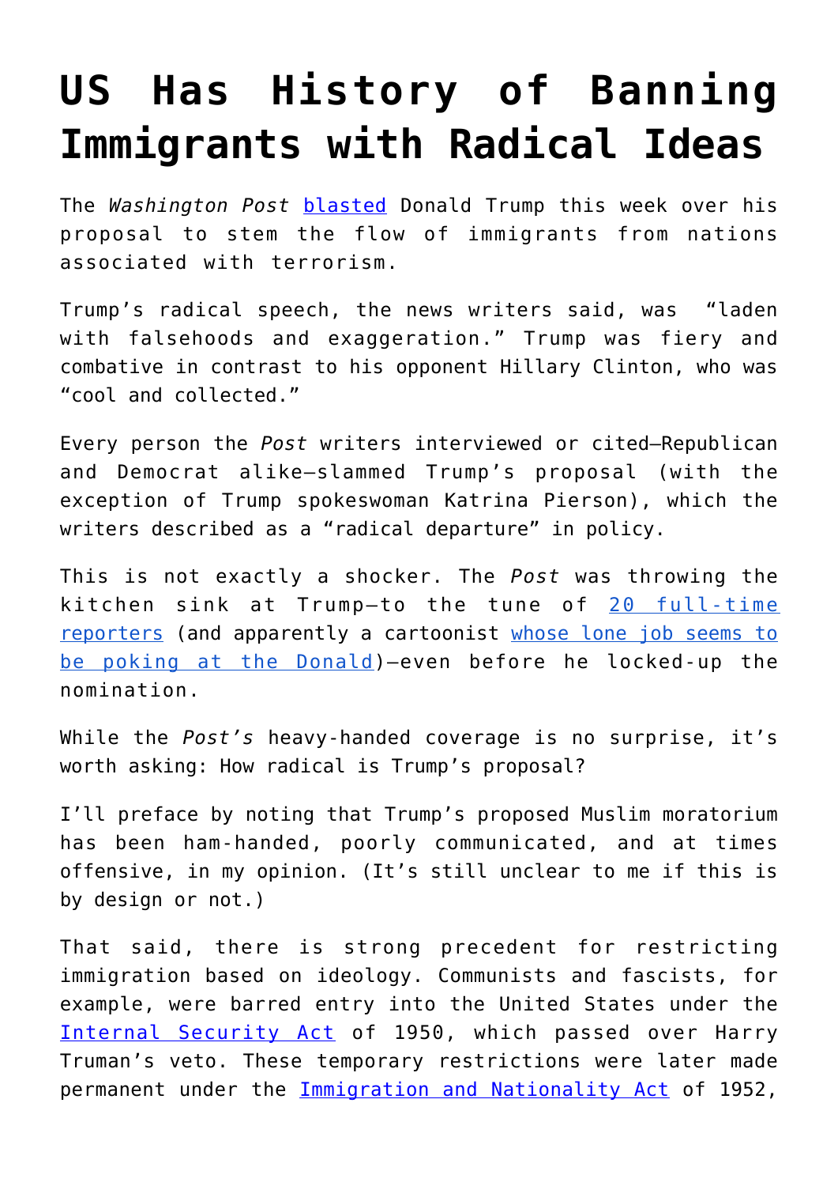# US Has History of Banning Immigrants with Radical Ideas

The *Washington Post* blasted Donald Trump this week over his proposal to stem the flow of immigrants from nations associated with terrorism.

Trump's radical speech, the news writers said, was "laden with falsehoods and exaggeration." Trump was fiery and combative in contrast to his opponent Hillary Clinton, who was "cool and collected."

Every person the *Post* writers interviewed or cited—Republican and Democrat alike—slammed Trump's proposal (with the exception of Trump spokeswoman Katrina Pierson), which the writers described as a "radical departure" in policy.

This is not exactly a shocker. The *Post* was throwing the kitchen sink at Trump—to the tune of 20 full-time reporters (and apparently a cartoonist whose lone job seems to be poking at the Donald)—even before he locked-up the nomination.

While the *Post's* heavy-handed coverage is no surprise, it's worth asking: How radical is Trump's proposal?

I'll preface by noting that Trump's proposed Muslim moratorium has been ham-handed, poorly communicated, and at times offensive, in my opinion. (It's still unclear to me if this is by design or not.)

That said, there is strong precedent for restricting immigration based on ideology. Communists and fascists, for example, were barred entry into the United States under the Internal Security Act of 1950, which passed over Harry Truman's veto. These temporary restrictions were later made permanent under the Immigration and Nationality Act of 1952,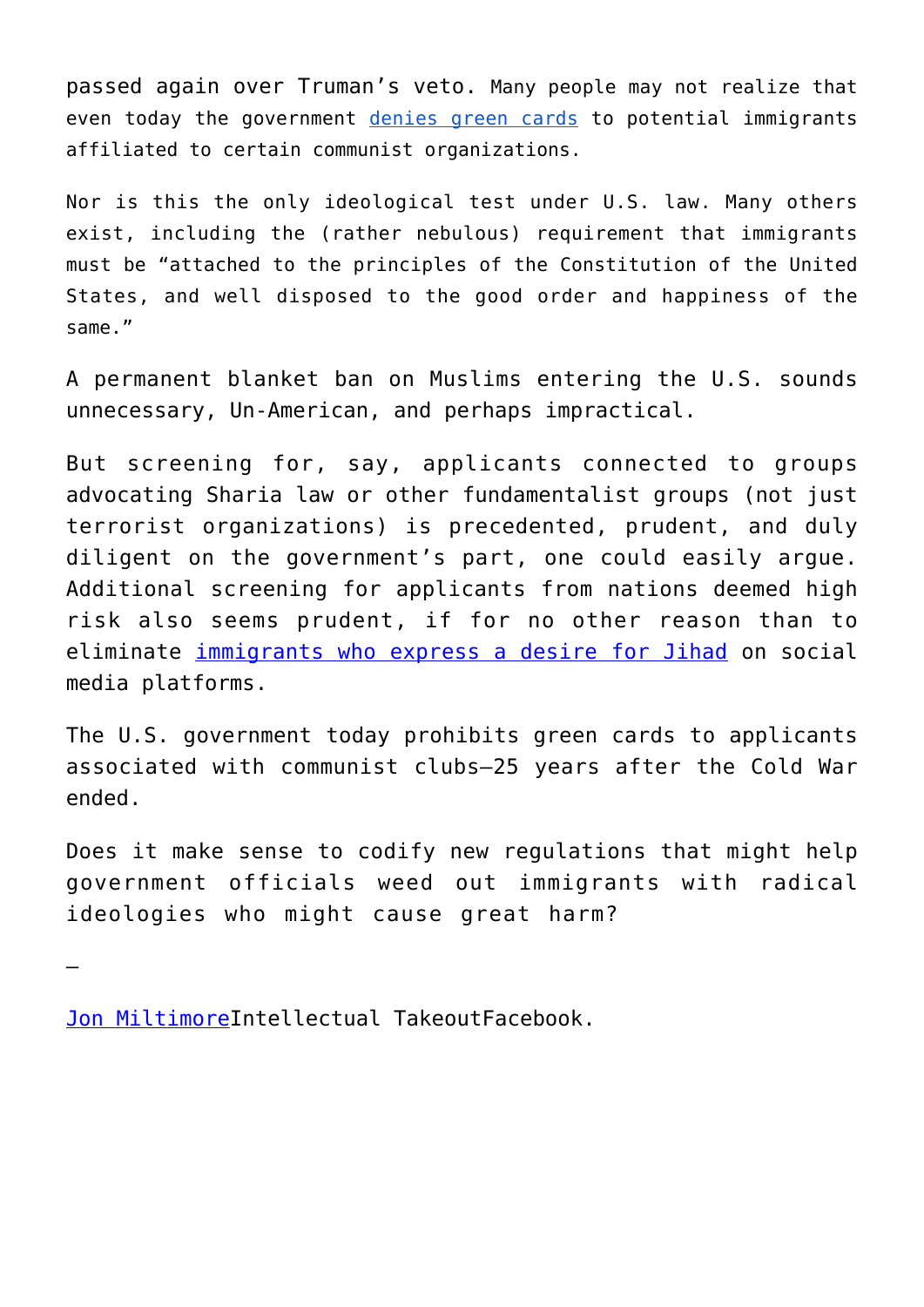passed again over Truman's veto. Many people may not realize that even today the government denies green cards to potential immigrants affiliated to certain communist organizations.

Nor is this the only ideological test under U.S. law. Many others exist, including the (rather nebulous) requirement that immigrants must be "attached to the principles of the Constitution of the United States, and well disposed to the good order and happiness of the same."

A permanent blanket ban on Muslims entering the U.S. sounds unnecessary, Un-American, and perhaps impractical.

But screening for, say, applicants connected to groups advocating Sharia law or other fundamentalist groups (not just terrorist organizations) is precedented, prudent, and duly diligent on the government's part, one could easily argue. Additional screening for applicants from nations deemed high risk also seems prudent, if for no other reason than to eliminate immigrants who express a desire for Jihad on social media platforms.

The U.S. government today prohibits green cards to applicants associated with communist clubs—25 years after the Cold War ended.

Does it make sense to codify new regulations that might help government officials weed out immigrants with radical ideologies who might cause great harm?

—

Jon MiltimoreIntellectual TakeoutFacebook.